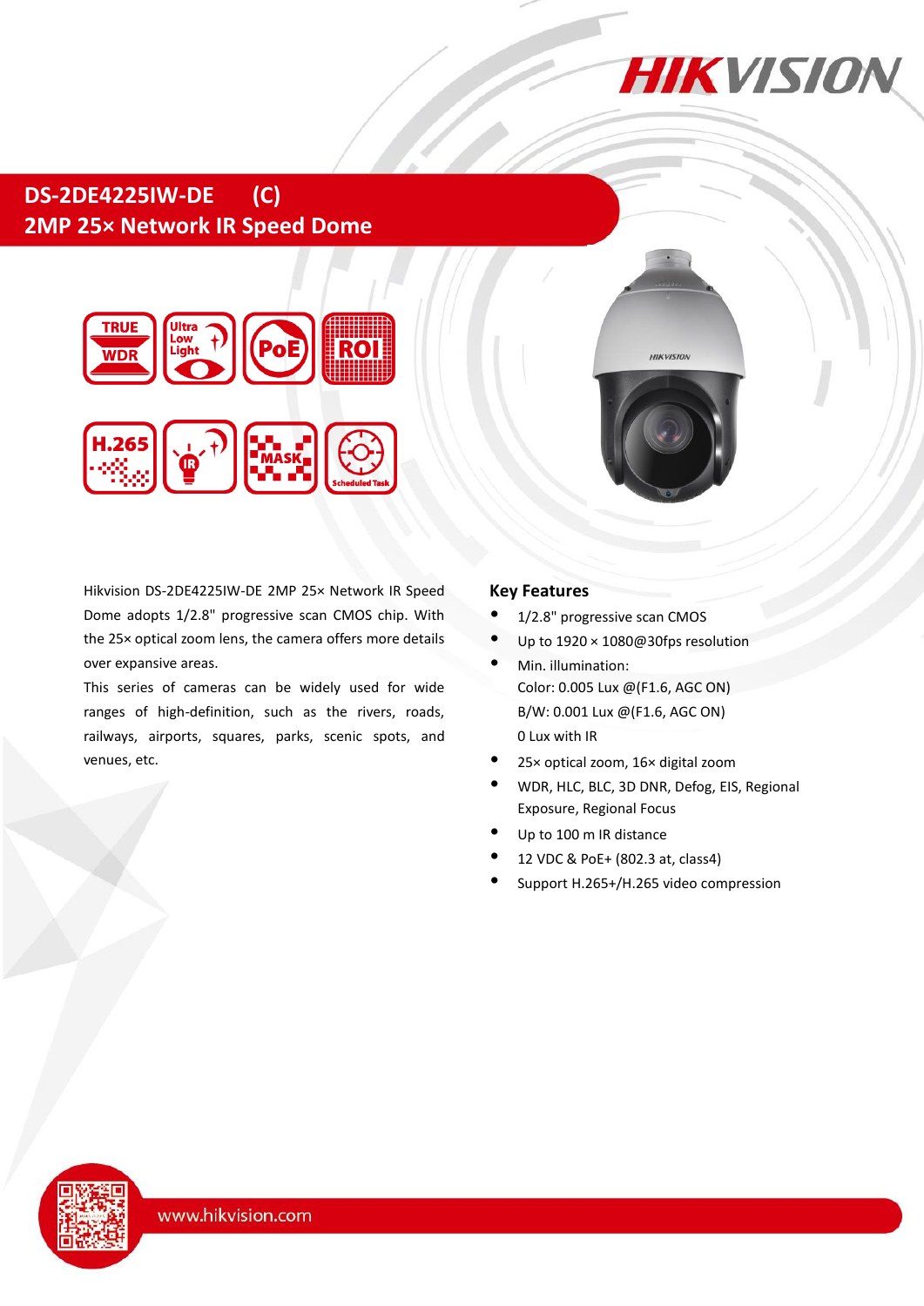# DS-2DE4225IW-DE (C)

## 2MP 25× Network IR Speed Dome

Hikvision DS-2DE4225IW-DE 2MP 25× Network IR Speed Dome adopts 1/2.8" progressive scan CMOS chip. With the 25× optical zoom lens, the camera offers more details over expansive areas.

This series of cameras can be widely used for wide ranges of high-definition, such as the rivers, roads, railways, airports, squares, parks, scenic spots, and venues, etc.

### Key Features

- 1/2.8" progressive scan CMOS
- Up to 1920 × 1080@30fps resolution
- Min. illumination:
  Color: 0.005 Lux @(F1.6, AGC ON)
  B/W: 0.001 Lux @(F1.6, AGC ON)
  0 Lux with IR
- 25× optical zoom, 16× digital zoom
- WDR, HLC, BLC, 3D DNR, Defog, EIS, Regional Exposure, Regional Focus
- Up to 100 m IR distance
- 12 VDC & PoE+ (802.3 at, class4)
- Support H.265+/H.265 video compression

www.hikvision.com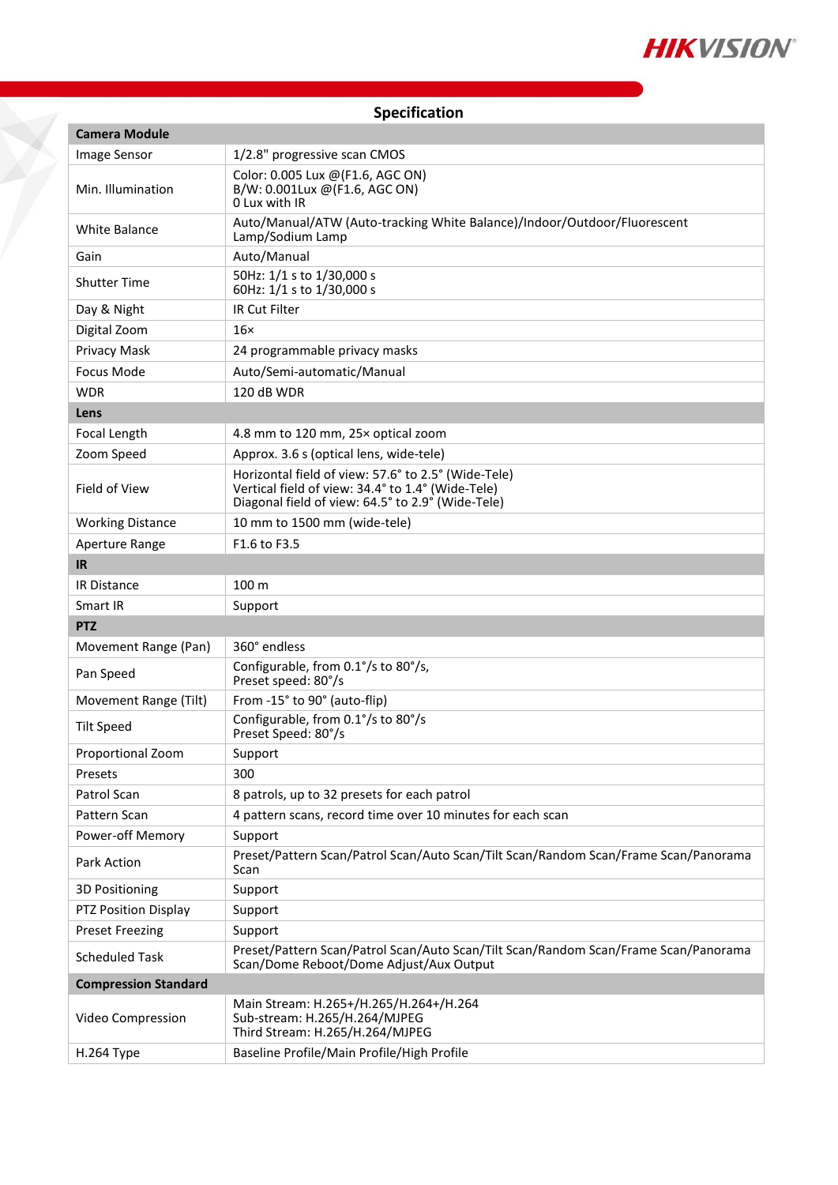## Specification

| Camera Module | |
|---|---|
| Image Sensor | 1/2.8" progressive scan CMOS |
| Min. Illumination | Color: 0.005 Lux @(F1.6, AGC ON)<br>B/W: 0.001Lux @(F1.6, AGC ON)<br>0 Lux with IR |
| White Balance | Auto/Manual/ATW (Auto-tracking White Balance)/Indoor/Outdoor/Fluorescent Lamp/Sodium Lamp |
| Gain | Auto/Manual |
| Shutter Time | 50Hz: 1/1 s to 1/30,000 s<br>60Hz: 1/1 s to 1/30,000 s |
| Day & Night | IR Cut Filter |
| Digital Zoom | 16× |
| Privacy Mask | 24 programmable privacy masks |
| Focus Mode | Auto/Semi-automatic/Manual |
| WDR | 120 dB WDR |
| **Lens** | |
| Focal Length | 4.8 mm to 120 mm, 25× optical zoom |
| Zoom Speed | Approx. 3.6 s (optical lens, wide-tele) |
| Field of View | Horizontal field of view: 57.6° to 2.5° (Wide-Tele)<br>Vertical field of view: 34.4° to 1.4° (Wide-Tele)<br>Diagonal field of view: 64.5° to 2.9° (Wide-Tele) |
| Working Distance | 10 mm to 1500 mm (wide-tele) |
| Aperture Range | F1.6 to F3.5 |
| **IR** | |
| IR Distance | 100 m |
| Smart IR | Support |
| **PTZ** | |
| Movement Range (Pan) | 360° endless |
| Pan Speed | Configurable, from 0.1°/s to 80°/s,<br>Preset speed: 80°/s |
| Movement Range (Tilt) | From -15° to 90° (auto-flip) |
| Tilt Speed | Configurable, from 0.1°/s to 80°/s<br>Preset Speed: 80°/s |
| Proportional Zoom | Support |
| Presets | 300 |
| Patrol Scan | 8 patrols, up to 32 presets for each patrol |
| Pattern Scan | 4 pattern scans, record time over 10 minutes for each scan |
| Power-off Memory | Support |
| Park Action | Preset/Pattern Scan/Patrol Scan/Auto Scan/Tilt Scan/Random Scan/Frame Scan/Panorama Scan |
| 3D Positioning | Support |
| PTZ Position Display | Support |
| Preset Freezing | Support |
| Scheduled Task | Preset/Pattern Scan/Patrol Scan/Auto Scan/Tilt Scan/Random Scan/Frame Scan/Panorama Scan/Dome Reboot/Dome Adjust/Aux Output |
| **Compression Standard** | |
| Video Compression | Main Stream: H.265+/H.265/H.264+/H.264<br>Sub-stream: H.265/H.264/MJPEG<br>Third Stream: H.265/H.264/MJPEG |
| H.264 Type | Baseline Profile/Main Profile/High Profile |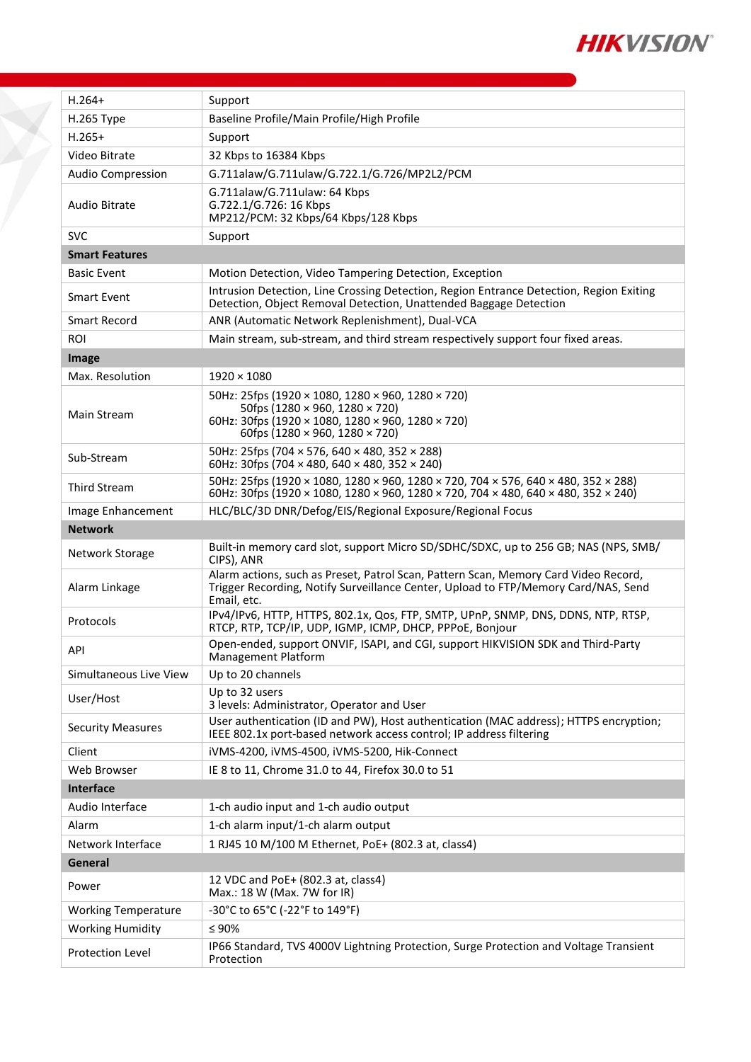| | |
|---|---|
| H.264+ | Support |
| H.265 Type | Baseline Profile/Main Profile/High Profile |
| H.265+ | Support |
| Video Bitrate | 32 Kbps to 16384 Kbps |
| Audio Compression | G.711alaw/G.711ulaw/G.722.1/G.726/MP2L2/PCM |
| Audio Bitrate | G.711alaw/G.711ulaw: 64 Kbps<br>G.722.1/G.726: 16 Kbps<br>MP212/PCM: 32 Kbps/64 Kbps/128 Kbps |
| SVC | Support |
| **Smart Features** | |
| Basic Event | Motion Detection, Video Tampering Detection, Exception |
| Smart Event | Intrusion Detection, Line Crossing Detection, Region Entrance Detection, Region Exiting Detection, Object Removal Detection, Unattended Baggage Detection |
| Smart Record | ANR (Automatic Network Replenishment), Dual-VCA |
| ROI | Main stream, sub-stream, and third stream respectively support four fixed areas. |
| **Image** | |
| Max. Resolution | 1920 × 1080 |
| Main Stream | 50Hz: 25fps (1920 × 1080, 1280 × 960, 1280 × 720)<br>50fps (1280 × 960, 1280 × 720)<br>60Hz: 30fps (1920 × 1080, 1280 × 960, 1280 × 720)<br>60fps (1280 × 960, 1280 × 720) |
| Sub-Stream | 50Hz: 25fps (704 × 576, 640 × 480, 352 × 288)<br>60Hz: 30fps (704 × 480, 640 × 480, 352 × 240) |
| Third Stream | 50Hz: 25fps (1920 × 1080, 1280 × 960, 1280 × 720, 704 × 576, 640 × 480, 352 × 288)<br>60Hz: 30fps (1920 × 1080, 1280 × 960, 1280 × 720, 704 × 480, 640 × 480, 352 × 240) |
| Image Enhancement | HLC/BLC/3D DNR/Defog/EIS/Regional Exposure/Regional Focus |
| **Network** | |
| Network Storage | Built-in memory card slot, support Micro SD/SDHC/SDXC, up to 256 GB; NAS (NPS, SMB/CIPS), ANR |
| Alarm Linkage | Alarm actions, such as Preset, Patrol Scan, Pattern Scan, Memory Card Video Record, Trigger Recording, Notify Surveillance Center, Upload to FTP/Memory Card/NAS, Send Email, etc. |
| Protocols | IPv4/IPv6, HTTP, HTTPS, 802.1x, Qos, FTP, SMTP, UPnP, SNMP, DNS, DDNS, NTP, RTSP, RTCP, RTP, TCP/IP, UDP, IGMP, ICMP, DHCP, PPPoE, Bonjour |
| API | Open-ended, support ONVIF, ISAPI, and CGI, support HIKVISION SDK and Third-Party Management Platform |
| Simultaneous Live View | Up to 20 channels |
| User/Host | Up to 32 users<br>3 levels: Administrator, Operator and User |
| Security Measures | User authentication (ID and PW), Host authentication (MAC address); HTTPS encryption; IEEE 802.1x port-based network access control; IP address filtering |
| Client | iVMS-4200, iVMS-4500, iVMS-5200, Hik-Connect |
| Web Browser | IE 8 to 11, Chrome 31.0 to 44, Firefox 30.0 to 51 |
| **Interface** | |
| Audio Interface | 1-ch audio input and 1-ch audio output |
| Alarm | 1-ch alarm input/1-ch alarm output |
| Network Interface | 1 RJ45 10 M/100 M Ethernet, PoE+ (802.3 at, class4) |
| **General** | |
| Power | 12 VDC and PoE+ (802.3 at, class4)<br>Max.: 18 W (Max. 7W for IR) |
| Working Temperature | -30°C to 65°C (-22°F to 149°F) |
| Working Humidity | ≤ 90% |
| Protection Level | IP66 Standard, TVS 4000V Lightning Protection, Surge Protection and Voltage Transient Protection |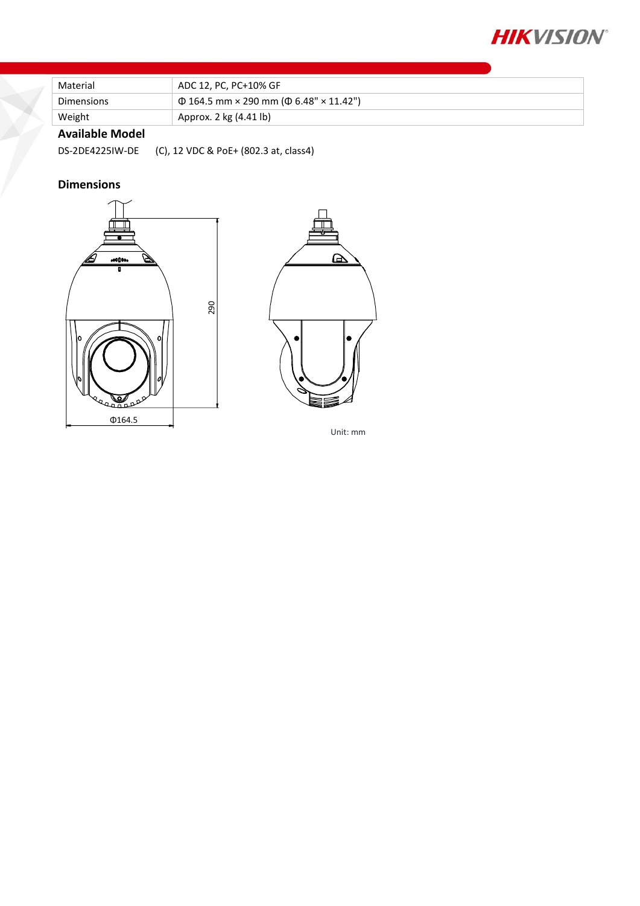| Material | ADC 12, PC, PC+10% GF |
| --- | --- |
| Dimensions | Φ 164.5 mm × 290 mm (Φ 6.48" × 11.42") |
| Weight | Approx. 2 kg (4.41 lb) |

## Available Model

DS-2DE4225IW-DE (C), 12 VDC & PoE+ (802.3 at, class4)

## Dimensions

290

Φ164.5

Unit: mm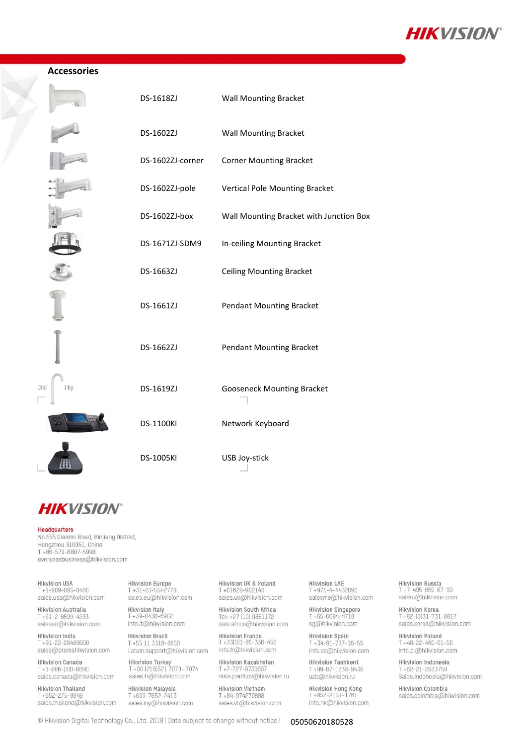## Accessories

| | | |
|---|---|---|
| | DS-1618ZJ | Wall Mounting Bracket |
| | DS-1602ZJ | Wall Mounting Bracket |
| | DS-1602ZJ-corner | Corner Mounting Bracket |
| | DS-1602ZJ-pole | Vertical Pole Mounting Bracket |
| | DS-1602ZJ-box | Wall Mounting Bracket with Junction Box |
| | DS-1671ZJ-SDM9 | In-ceiling Mounting Bracket |
| | DS-1663ZJ | Ceiling Mounting Bracket |
| | DS-1661ZJ | Pendant Mounting Bracket |
| | DS-1662ZJ | Pendant Mounting Bracket |
| | DS-1619ZJ | Gooseneck Mounting Bracket |
| | DS-1100KI | Network Keyboard |
| | DS-1005KI | USB Joy-stick |

**HIKVISION**

**Headquarters**
No.555 Qianmo Road, Binjiang District,
Hangzhou 310051, China
T +86-571-8807-5998
overseasbusiness@hikvision.com

Hikvision USA
T +1-909-895-0400
sales.usa@hikvision.com

Hikvision Australia
T +61-2-8599-4233
salesau@hikvision.com

Hikvision India
T +91-22-28469900
sales@pramahikvision.com

Hikvision Canada
T +1-866-200-6690
sales.canada@hikvision.com

Hikvision Thailand
T +662-275-9949
sales.thailand@hikvision.com

Hikvision Europe
T +31-23-5542770
sales.eu@hikvision.com

Hikvision Italy
T +39-0438-6902
info.it@hikvision.com

Hikvision Brazil
T +55 11 3318-0050
Latam.support@hikvision.com

Hikvision Turkey
T +90 (216)521 7070- 7074
sales.tr@hikvision.com

Hikvision Malaysia
T +601-7652-2413
sales.my@hikvision.com

Hikvision UK & Ireland
T +01628-902140
sales.uk@hikvision.com

Hikvision South Africa
Tel: +27 (10) 0351172
sale.africa@hikvision.com

Hikvision France
T +33(0)1-85-330-450
info.fr@hikvision.com

Hikvision Kazakhstan
T +7-727-9730667
nikla.panfilov@hikvision.ru

Hikvision Vietnam
T +84-974270888
sales.vt@hikvision.com

Hikvision UAE
T +971-4-4432090
salesme@hikvision.com

Hikvision Singapore
T +65-6684-4718
sg@hikvision.com

Hikvision Spain
T +34-91-737-16-55
info.es@hikvision.com

Hikvision Tashkent
T +99-87-1238-9438
uzb@hikvision.ru

Hikvision Hong Kong
T +852-2151-1761
info.hk@hikvision.com

Hikvision Russia
T +7-495-669-67-99
saleru@hikvision.com

Hikvision Korea
T +82-(0)31-731-8817
sales.korea@hikvision.com

Hikvision Poland
T +48-22-460-01-50
info.pl@hikvision.com

Hikvision Indonesia
T +62-21-2933759
Sales.Indonesia@hikvision.com

Hikvision Colombia
sales.colombia@hikvision.com

© Hikvision Digital Technology Co., Ltd. 2018 | Data subject to change without notice | 05050620180528